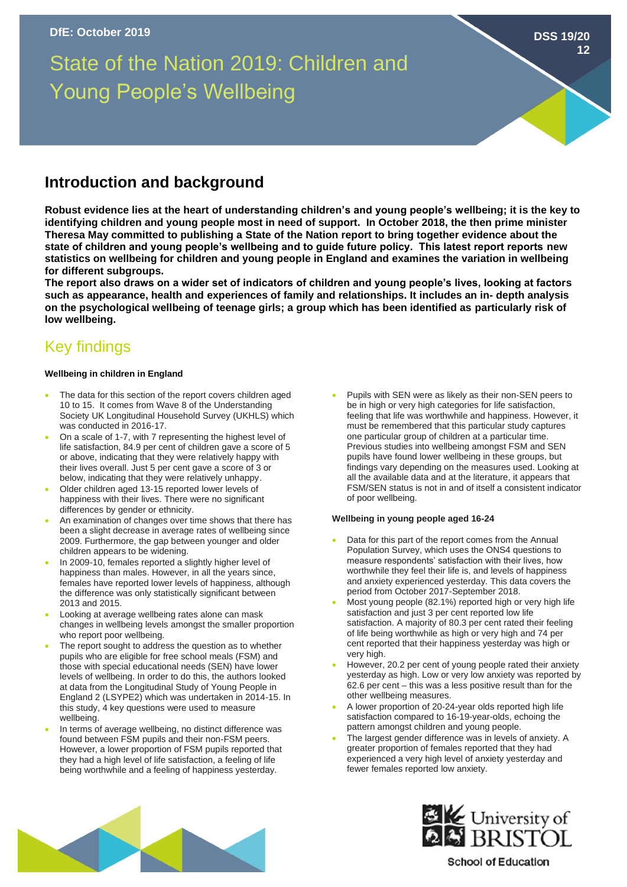DfE: October 2019

DSS 19/20 12

# State of the Nation 2019: Children and Young People's Wellbeing

## Introduction and background

**Robust evidence lies at the heart of understanding children's and young people's wellbeing; it is the key to identifying children and young people most in need of support. In October 2018, the then prime minister Theresa May committed to publishing a State of the Nation report to bring together evidence about the state of children and young people's wellbeing and to guide future policy. This latest report reports new statistics on wellbeing for children and young people in England and examines the variation in wellbeing for different subgroups.**

**The report also draws on a wider set of indicators of children and young people's lives, looking at factors such as appearance, health and experiences of family and relationships. It includes an in- depth analysis on the psychological wellbeing of teenage girls; a group which has been identified as particularly risk of low wellbeing.**

## Key findings

#### Wellbeing in children in England

- The data for this section of the report covers children aged 10 to 15. It comes from Wave 8 of the Understanding Society UK Longitudinal Household Survey (UKHLS) which was conducted in 2016-17.
- On a scale of 1-7, with 7 representing the highest level of life satisfaction, 84.9 per cent of children gave a score of 5 or above, indicating that they were relatively happy with their lives overall. Just 5 per cent gave a score of 3 or below, indicating that they were relatively unhappy.
- Older children aged 13-15 reported lower levels of happiness with their lives. There were no significant differences by gender or ethnicity.
- An examination of changes over time shows that there has been a slight decrease in average rates of wellbeing since 2009. Furthermore, the gap between younger and older children appears to be widening.
- In 2009-10, females reported a slightly higher level of happiness than males. However, in all the years since, females have reported lower levels of happiness, although the difference was only statistically significant between 2013 and 2015.
- Looking at average wellbeing rates alone can mask changes in wellbeing levels amongst the smaller proportion who report poor wellbeing.
- The report sought to address the question as to whether pupils who are eligible for free school meals (FSM) and those with special educational needs (SEN) have lower levels of wellbeing. In order to do this, the authors looked at data from the Longitudinal Study of Young People in England 2 (LSYPE2) which was undertaken in 2014-15. In this study, 4 key questions were used to measure wellbeing.
- In terms of average wellbeing, no distinct difference was found between FSM pupils and their non-FSM peers. However, a lower proportion of FSM pupils reported that they had a high level of life satisfaction, a feeling of life being worthwhile and a feeling of happiness yesterday.
- Pupils with SEN were as likely as their non-SEN peers to be in high or very high categories for life satisfaction, feeling that life was worthwhile and happiness. However, it must be remembered that this particular study captures one particular group of children at a particular time. Previous studies into wellbeing amongst FSM and SEN pupils have found lower wellbeing in these groups, but findings vary depending on the measures used. Looking at all the available data and at the literature, it appears that FSM/SEN status is not in and of itself a consistent indicator of poor wellbeing.

#### Wellbeing in young people aged 16-24

- Data for this part of the report comes from the Annual Population Survey, which uses the ONS4 questions to measure respondents' satisfaction with their lives, how worthwhile they feel their life is, and levels of happiness and anxiety experienced yesterday. This data covers the period from October 2017-September 2018.
- Most young people (82.1%) reported high or very high life satisfaction and just 3 per cent reported low life satisfaction. A majority of 80.3 per cent rated their feeling of life being worthwhile as high or very high and 74 per cent reported that their happiness yesterday was high or very high.
- However, 20.2 per cent of young people rated their anxiety yesterday as high. Low or very low anxiety was reported by 62.6 per cent – this was a less positive result than for the other wellbeing measures.
- A lower proportion of 20-24-year olds reported high life satisfaction compared to 16-19-year-olds, echoing the pattern amongst children and young people.
- The largest gender difference was in levels of anxiety. A greater proportion of females reported that they had experienced a very high level of anxiety yesterday and fewer females reported low anxiety.

University of BRISTOL
School of Education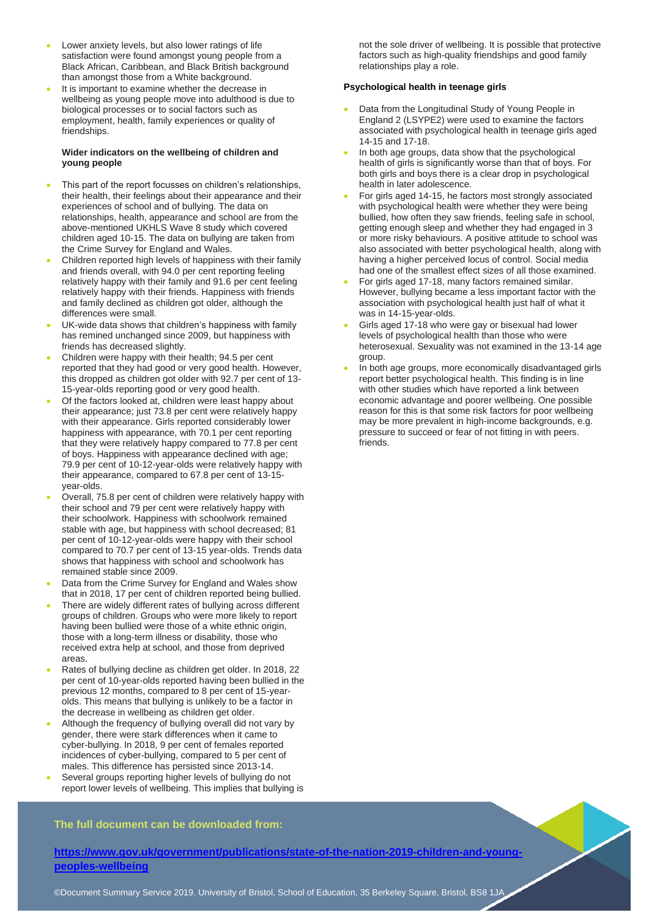- Lower anxiety levels, but also lower ratings of life satisfaction were found amongst young people from a Black African, Caribbean, and Black British background than amongst those from a White background.
- It is important to examine whether the decrease in wellbeing as young people move into adulthood is due to biological processes or to social factors such as employment, health, family experiences or quality of friendships.

**Wider indicators on the wellbeing of children and young people**

- This part of the report focusses on children's relationships, their health, their feelings about their appearance and their experiences of school and of bullying. The data on relationships, health, appearance and school are from the above-mentioned UKHLS Wave 8 study which covered children aged 10-15. The data on bullying are taken from the Crime Survey for England and Wales.
- Children reported high levels of happiness with their family and friends overall, with 94.0 per cent reporting feeling relatively happy with their family and 91.6 per cent feeling relatively happy with their friends. Happiness with friends and family declined as children got older, although the differences were small.
- UK-wide data shows that children's happiness with family has remined unchanged since 2009, but happiness with friends has decreased slightly.
- Children were happy with their health; 94.5 per cent reported that they had good or very good health. However, this dropped as children got older with 92.7 per cent of 13-15-year-olds reporting good or very good health.
- Of the factors looked at, children were least happy about their appearance; just 73.8 per cent were relatively happy with their appearance. Girls reported considerably lower happiness with appearance, with 70.1 per cent reporting that they were relatively happy compared to 77.8 per cent of boys. Happiness with appearance declined with age; 79.9 per cent of 10-12-year-olds were relatively happy with their appearance, compared to 67.8 per cent of 13-15-year-olds.
- Overall, 75.8 per cent of children were relatively happy with their school and 79 per cent were relatively happy with their schoolwork. Happiness with schoolwork remained stable with age, but happiness with school decreased; 81 per cent of 10-12-year-olds were happy with their school compared to 70.7 per cent of 13-15 year-olds. Trends data shows that happiness with school and schoolwork has remained stable since 2009.
- Data from the Crime Survey for England and Wales show that in 2018, 17 per cent of children reported being bullied.
- There are widely different rates of bullying across different groups of children. Groups who were more likely to report having been bullied were those of a white ethnic origin, those with a long-term illness or disability, those who received extra help at school, and those from deprived areas.
- Rates of bullying decline as children get older. In 2018, 22 per cent of 10-year-olds reported having been bullied in the previous 12 months, compared to 8 per cent of 15-year-olds. This means that bullying is unlikely to be a factor in the decrease in wellbeing as children get older.
- Although the frequency of bullying overall did not vary by gender, there were stark differences when it came to cyber-bullying. In 2018, 9 per cent of females reported incidences of cyber-bullying, compared to 5 per cent of males. This difference has persisted since 2013-14.
- Several groups reporting higher levels of bullying do not report lower levels of wellbeing. This implies that bullying is not the sole driver of wellbeing. It is possible that protective factors such as high-quality friendships and good family relationships play a role.

**Psychological health in teenage girls**

- Data from the Longitudinal Study of Young People in England 2 (LSYPE2) were used to examine the factors associated with psychological health in teenage girls aged 14-15 and 17-18.
- In both age groups, data show that the psychological health of girls is significantly worse than that of boys. For both girls and boys there is a clear drop in psychological health in later adolescence.
- For girls aged 14-15, he factors most strongly associated with psychological health were whether they were being bullied, how often they saw friends, feeling safe in school, getting enough sleep and whether they had engaged in 3 or more risky behaviours. A positive attitude to school was also associated with better psychological health, along with having a higher perceived locus of control. Social media had one of the smallest effect sizes of all those examined.
- For girls aged 17-18, many factors remained similar. However, bullying became a less important factor with the association with psychological health just half of what it was in 14-15-year-olds.
- Girls aged 17-18 who were gay or bisexual had lower levels of psychological health than those who were heterosexual. Sexuality was not examined in the 13-14 age group.
- In both age groups, more economically disadvantaged girls report better psychological health. This finding is in line with other studies which have reported a link between economic advantage and poorer wellbeing. One possible reason for this is that some risk factors for poor wellbeing may be more prevalent in high-income backgrounds, e.g. pressure to succeed or fear of not fitting in with peers. friends.

**The full document can be downloaded from:**

https://www.gov.uk/government/publications/state-of-the-nation-2019-children-and-young-peoples-wellbeing

©Document Summary Service 2019. University of Bristol, School of Education, 35 Berkeley Square, Bristol, BS8 1JA